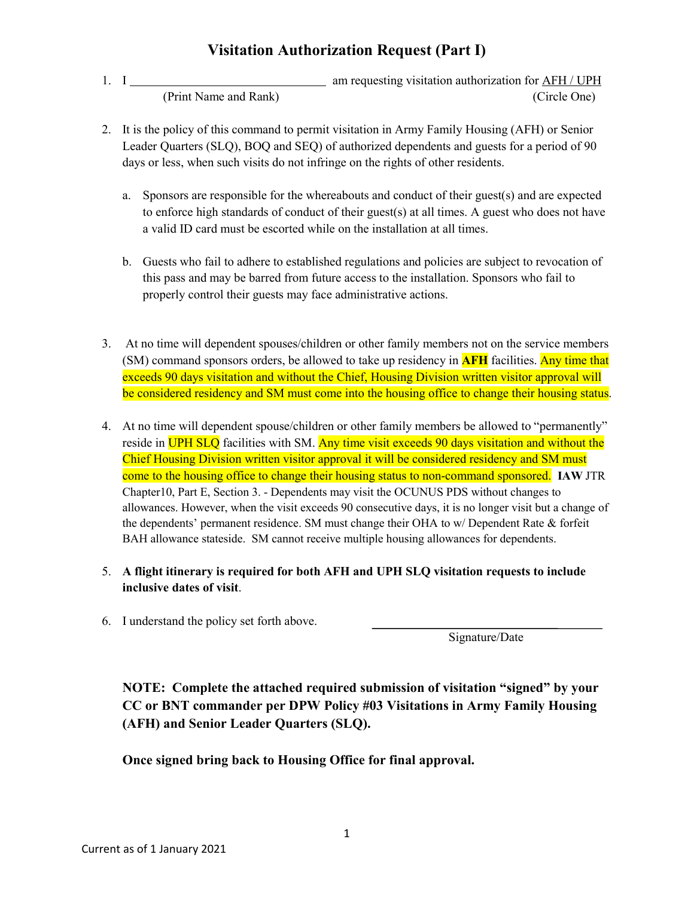# Visitation Authorization Request (Part I)

1. I ______________________________ am requesting visitation authorization for AFH / UPH
   (Print Name and Rank) (Circle One)

2. It is the policy of this command to permit visitation in Army Family Housing (AFH) or Senior Leader Quarters (SLQ), BOQ and SEQ) of authorized dependents and guests for a period of 90 days or less, when such visits do not infringe on the rights of other residents.

   a. Sponsors are responsible for the whereabouts and conduct of their guest(s) and are expected to enforce high standards of conduct of their guest(s) at all times. A guest who does not have a valid ID card must be escorted while on the installation at all times.

   b. Guests who fail to adhere to established regulations and policies are subject to revocation of this pass and may be barred from future access to the installation. Sponsors who fail to properly control their guests may face administrative actions.

3. At no time will dependent spouses/children or other family members not on the service members (SM) command sponsors orders, be allowed to take up residency in **AFH** facilities. Any time that exceeds 90 days visitation and without the Chief, Housing Division written visitor approval will be considered residency and SM must come into the housing office to change their housing status.

4. At no time will dependent spouse/children or other family members be allowed to "permanently" reside in UPH SLQ facilities with SM. Any time visit exceeds 90 days visitation and without the Chief Housing Division written visitor approval it will be considered residency and SM must come to the housing office to change their housing status to non-command sponsored. **IAW** JTR Chapter10, Part E, Section 3. - Dependents may visit the OCUNUS PDS without changes to allowances. However, when the visit exceeds 90 consecutive days, it is no longer visit but a change of the dependents' permanent residence. SM must change their OHA to w/ Dependent Rate & forfeit BAH allowance stateside. SM cannot receive multiple housing allowances for dependents.

5. **A flight itinerary is required for both AFH and UPH SLQ visitation requests to include inclusive dates of visit**.

6. I understand the policy set forth above. ______________________________
   Signature/Date

**NOTE: Complete the attached required submission of visitation "signed" by your CC or BNT commander per DPW Policy #03 Visitations in Army Family Housing (AFH) and Senior Leader Quarters (SLQ).**

**Once signed bring back to Housing Office for final approval.**

Current as of 1 January 2021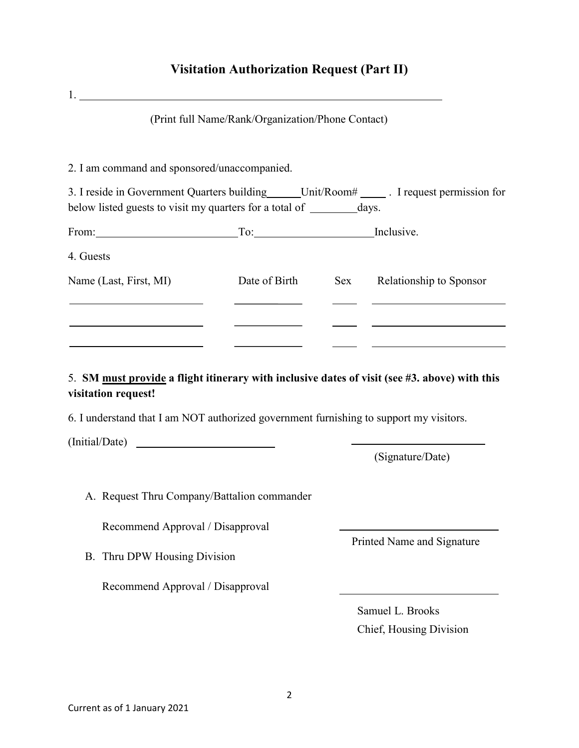# Visitation Authorization Request (Part II)

1. ______________________________________________________________

(Print full Name/Rank/Organization/Phone Contact)

2. I am command and sponsored/unaccompanied.

3. I reside in Government Quarters building______Unit/Room# _____ . I request permission for below listed guests to visit my quarters for a total of ________days.

From:________________________To:____________________Inclusive.

4. Guests

| Name (Last, First, MI) | Date of Birth | Sex | Relationship to Sponsor |
|---|---|---|---|
| | | | |
| | | | |
| | | | |

5. **SM <u>must provide</u> a flight itinerary with inclusive dates of visit (see #3. above) with this visitation request!**

6. I understand that I am NOT authorized government furnishing to support my visitors.

(Initial/Date) ________________________ ________________________

(Signature/Date)

A. Request Thru Company/Battalion commander

Recommend Approval / Disapproval ____________________________

Printed Name and Signature

B. Thru DPW Housing Division

Recommend Approval / Disapproval ____________________________

Samuel L. Brooks
Chief, Housing Division

Current as of 1 January 2021